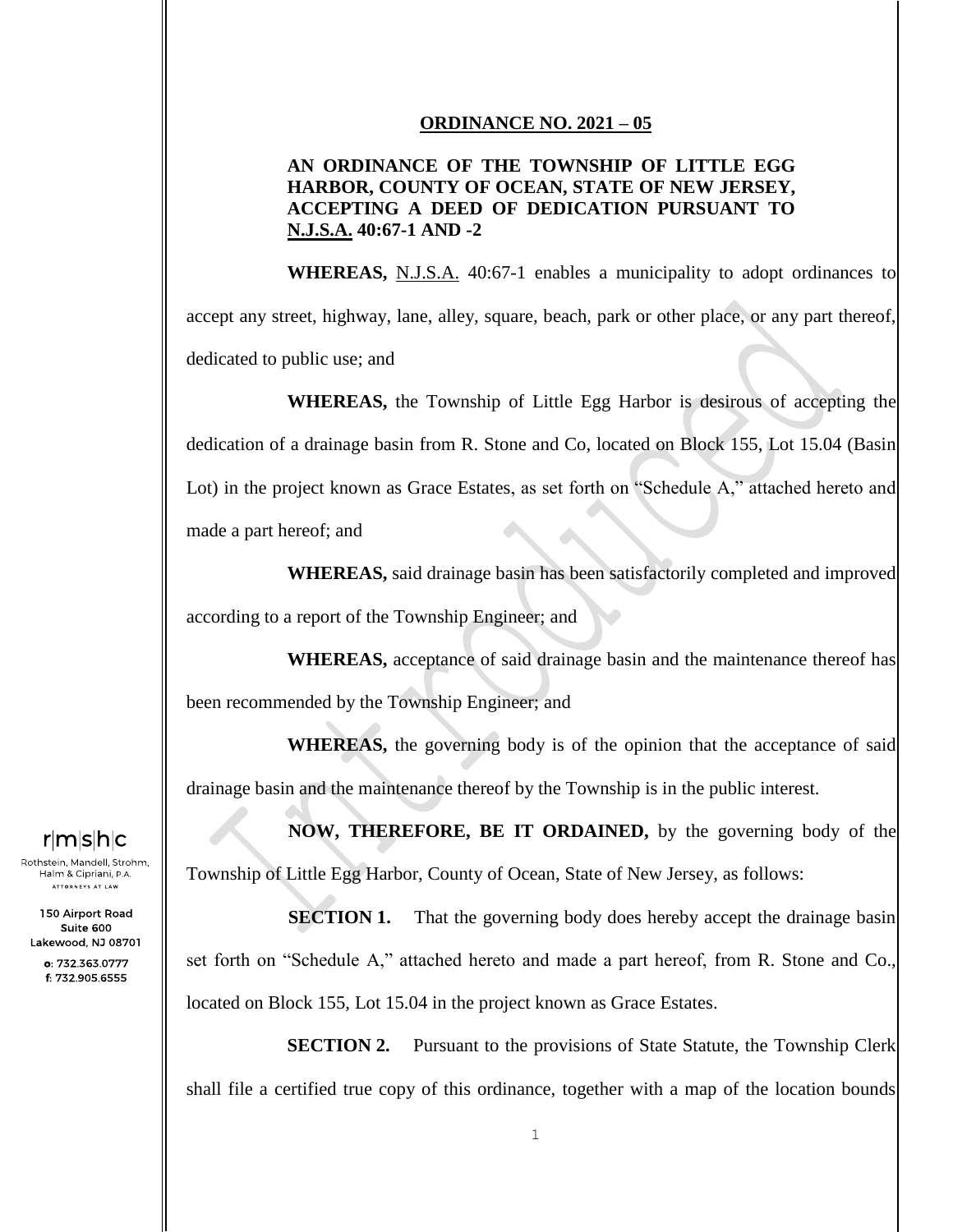**ORDINANCE NO. 2021 – 05**

**AN ORDINANCE OF THE TOWNSHIP OF LITTLE EGG HARBOR, COUNTY OF OCEAN, STATE OF NEW JERSEY, ACCEPTING A DEED OF DEDICATION PURSUANT TO N.J.S.A. 40:67-1 AND -2**

**WHEREAS,** N.J.S.A. 40:67-1 enables a municipality to adopt ordinances to accept any street, highway, lane, alley, square, beach, park or other place, or any part thereof, dedicated to public use; and

**WHEREAS,** the Township of Little Egg Harbor is desirous of accepting the dedication of a drainage basin from R. Stone and Co, located on Block 155, Lot 15.04 (Basin Lot) in the project known as Grace Estates, as set forth on "Schedule A," attached hereto and made a part hereof; and

**WHEREAS,** said drainage basin has been satisfactorily completed and improved according to a report of the Township Engineer; and

**WHEREAS,** acceptance of said drainage basin and the maintenance thereof has been recommended by the Township Engineer; and

**WHEREAS,** the governing body is of the opinion that the acceptance of said drainage basin and the maintenance thereof by the Township is in the public interest.

**NOW, THEREFORE, BE IT ORDAINED,** by the governing body of the Township of Little Egg Harbor, County of Ocean, State of New Jersey, as follows:

**SECTION 1.** That the governing body does hereby accept the drainage basin set forth on "Schedule A," attached hereto and made a part hereof, from R. Stone and Co., located on Block 155, Lot 15.04 in the project known as Grace Estates.

**SECTION 2.** Pursuant to the provisions of State Statute, the Township Clerk shall file a certified true copy of this ordinance, together with a map of the location bounds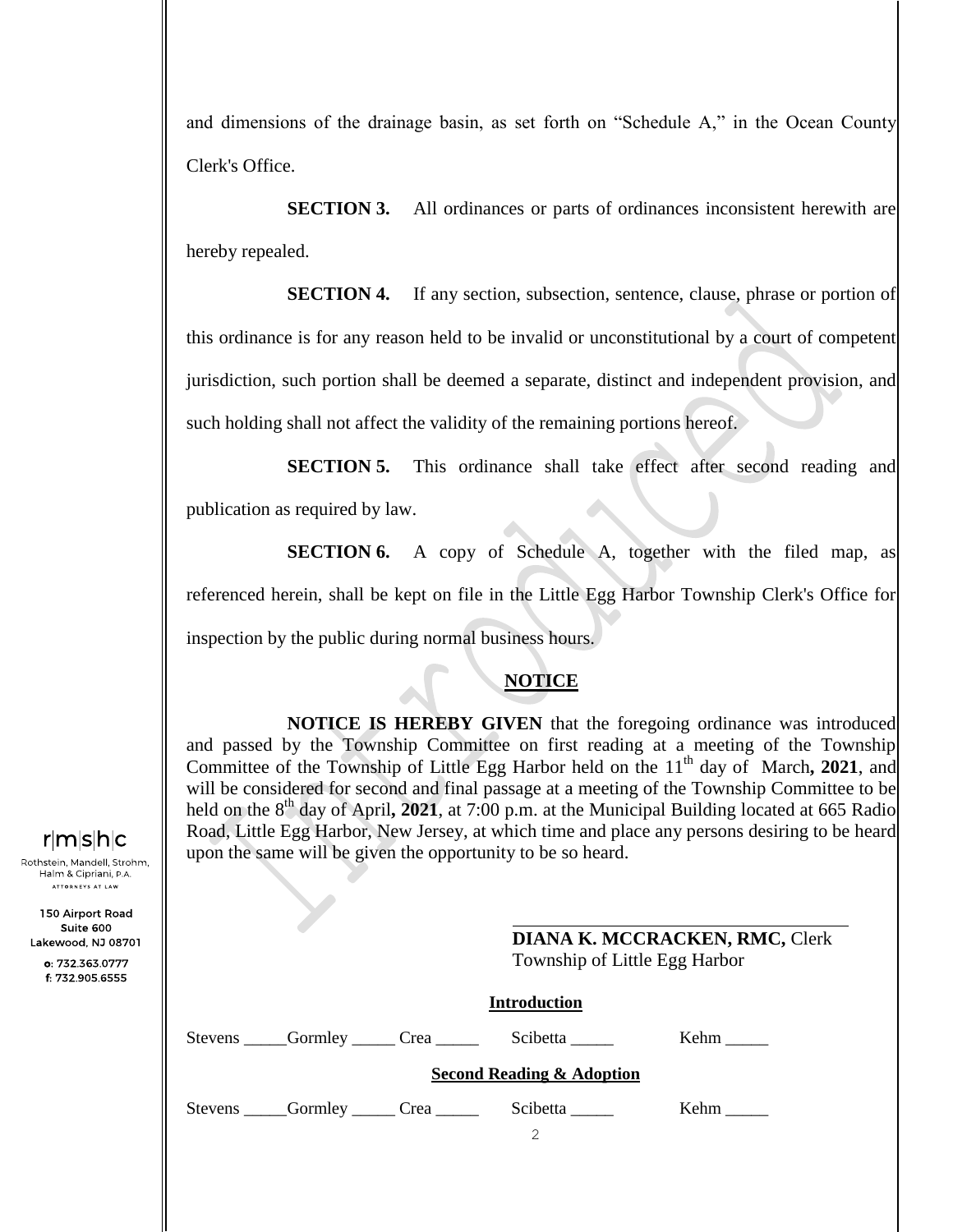and dimensions of the drainage basin, as set forth on "Schedule A," in the Ocean County Clerk's Office.

**SECTION 3.** All ordinances or parts of ordinances inconsistent herewith are hereby repealed.

**SECTION 4.** If any section, subsection, sentence, clause, phrase or portion of this ordinance is for any reason held to be invalid or unconstitutional by a court of competent jurisdiction, such portion shall be deemed a separate, distinct and independent provision, and such holding shall not affect the validity of the remaining portions hereof.

**SECTION 5.** This ordinance shall take effect after second reading and publication as required by law.

**SECTION 6.** A copy of Schedule A, together with the filed map, as referenced herein, shall be kept on file in the Little Egg Harbor Township Clerk's Office for inspection by the public during normal business hours.

**NOTICE**

**NOTICE IS HEREBY GIVEN** that the foregoing ordinance was introduced and passed by the Township Committee on first reading at a meeting of the Township Committee of the Township of Little Egg Harbor held on the 11th day of March**, 2021**, and will be considered for second and final passage at a meeting of the Township Committee to be held on the 8th day of April**, 2021**, at 7:00 p.m. at the Municipal Building located at 665 Radio Road, Little Egg Harbor, New Jersey, at which time and place any persons desiring to be heard upon the same will be given the opportunity to be so heard.

r|m|s|h|c
Rothstein, Mandell, Strohm, Halm & Cipriani, P.A.
ATTORNEYS AT LAW
150 Airport Road
Suite 600
Lakewood, NJ 08701
o: 732.363.0777
f: 732.905.6555

\_\_\_\_\_\_\_\_\_\_\_\_\_\_\_\_\_\_\_\_\_\_\_\_\_\_\_\_\_\_\_\_\_\_
**DIANA K. MCCRACKEN, RMC,** Clerk
Township of Little Egg Harbor

**Introduction**

Stevens \_\_\_\_\_ Gormley \_\_\_\_\_ Crea \_\_\_\_\_ Scibetta \_\_\_\_\_ Kehm \_\_\_\_\_

**Second Reading & Adoption**

Stevens \_\_\_\_\_ Gormley \_\_\_\_\_ Crea \_\_\_\_\_ Scibetta \_\_\_\_\_ Kehm \_\_\_\_\_